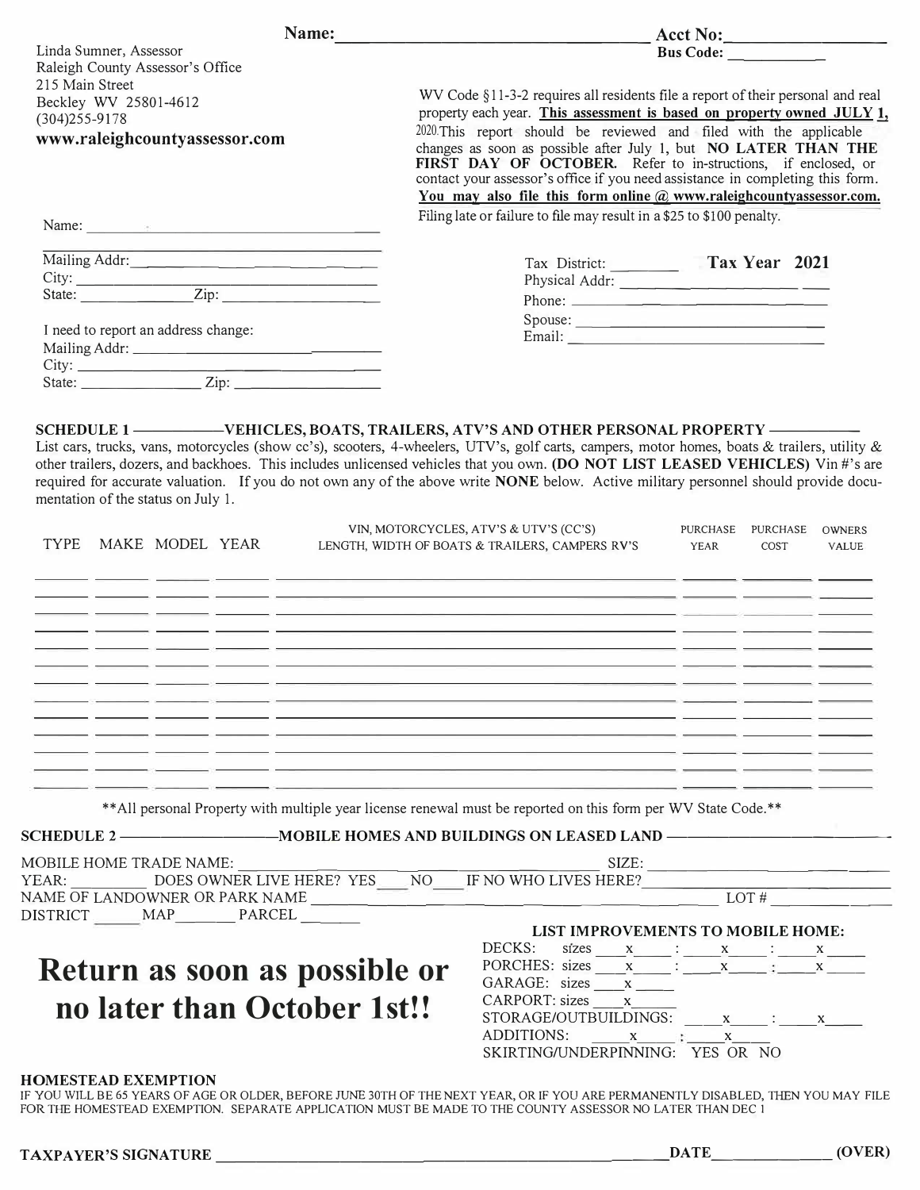**Name:** ______________________ **Acct No:** ______________

**Bus Code:** __________

Linda Sumner, Assessor
Raleigh County Assessor's Office
215 Main Street
Beckley WV 25801-4612
(304)255-9178
**www.raleighcountyassessor.com**

WV Code §11-3-2 requires all residents file a report of their personal and real property each year. **This assessment is based on property owned JULY 1, 2020.** This report should be reviewed and filed with the applicable changes as soon as possible after July 1, but **NO LATER THAN THE FIRST DAY OF OCTOBER.** Refer to in-structions, if enclosed, or contact your assessor's office if you need assistance in completing this form. **You may also file this form online @ www.raleighcountyassessor.com.**
Filing late or failure to file may result in a $25 to $100 penalty.

Name: ______________________

Mailing Addr: ______________________
City: ______________________
State: __________ Zip: __________

I need to report an address change:
Mailing Addr: ______________________
City: ______________________
State: __________ Zip: __________

Tax District: ________ **Tax Year 2021**
Physical Addr: ______________________
Phone: ______________________
Spouse: ______________________
Email: ______________________

**SCHEDULE 1 ——— VEHICLES, BOATS, TRAILERS, ATV'S AND OTHER PERSONAL PROPERTY ———**

List cars, trucks, vans, motorcycles (show cc's), scooters, 4-wheelers, UTV's, golf carts, campers, motor homes, boats & trailers, utility & other trailers, dozers, and backhoes. This includes unlicensed vehicles that you own. **(DO NOT LIST LEASED VEHICLES)** Vin #'s are required for accurate valuation. If you do not own any of the above write **NONE** below. Active military personnel should provide documentation of the status on July 1.

| TYPE | MAKE | MODEL | YEAR | VIN, MOTORCYCLES, ATV'S & UTV'S (CC'S) LENGTH, WIDTH OF BOATS & TRAILERS, CAMPERS RV'S | PURCHASE YEAR | PURCHASE COST | OWNERS VALUE |
|---|---|---|---|---|---|---|---|
| | | | | | | | |
| | | | | | | | |
| | | | | | | | |
| | | | | | | | |
| | | | | | | | |
| | | | | | | | |
| | | | | | | | |
| | | | | | | | |
| | | | | | | | |
| | | | | | | | |
| | | | | | | | |
| | | | | | | | |

**All personal Property with multiple year license renewal must be reported on this form per WV State Code.**

**SCHEDULE 2 ——— MOBILE HOMES AND BUILDINGS ON LEASED LAND ———**

MOBILE HOME TRADE NAME: ______________________ SIZE: __________
YEAR: ________ DOES OWNER LIVE HERE? YES ___ NO ___ IF NO WHO LIVES HERE? ______________________
NAME OF LANDOWNER OR PARK NAME ______________________ LOT # ________
DISTRICT _____ MAP _______ PARCEL _______

# Return as soon as possible or no later than October 1st!!

**LIST IMPROVEMENTS TO MOBILE HOME:**

DECKS: sizes ____x_____ : _____x_____ : _____x_____
PORCHES: sizes ____x_____ : _____x_____ : _____x_____
GARAGE: sizes ____x_____
CARPORT: sizes ____x_____
STORAGE/OUTBUILDINGS: _____x_____ : _____x_____
ADDITIONS: _____x_____ : _____x_____
SKIRTING/UNDERPINNING: YES OR NO

**HOMESTEAD EXEMPTION**

IF YOU WILL BE 65 YEARS OF AGE OR OLDER, BEFORE JUNE 30TH OF THE NEXT YEAR, OR IF YOU ARE PERMANENTLY DISABLED, THEN YOU MAY FILE FOR THE HOMESTEAD EXEMPTION. SEPARATE APPLICATION MUST BE MADE TO THE COUNTY ASSESSOR NO LATER THAN DEC 1

**TAXPAYER'S SIGNATURE** ______________________ **DATE** __________ **(OVER)**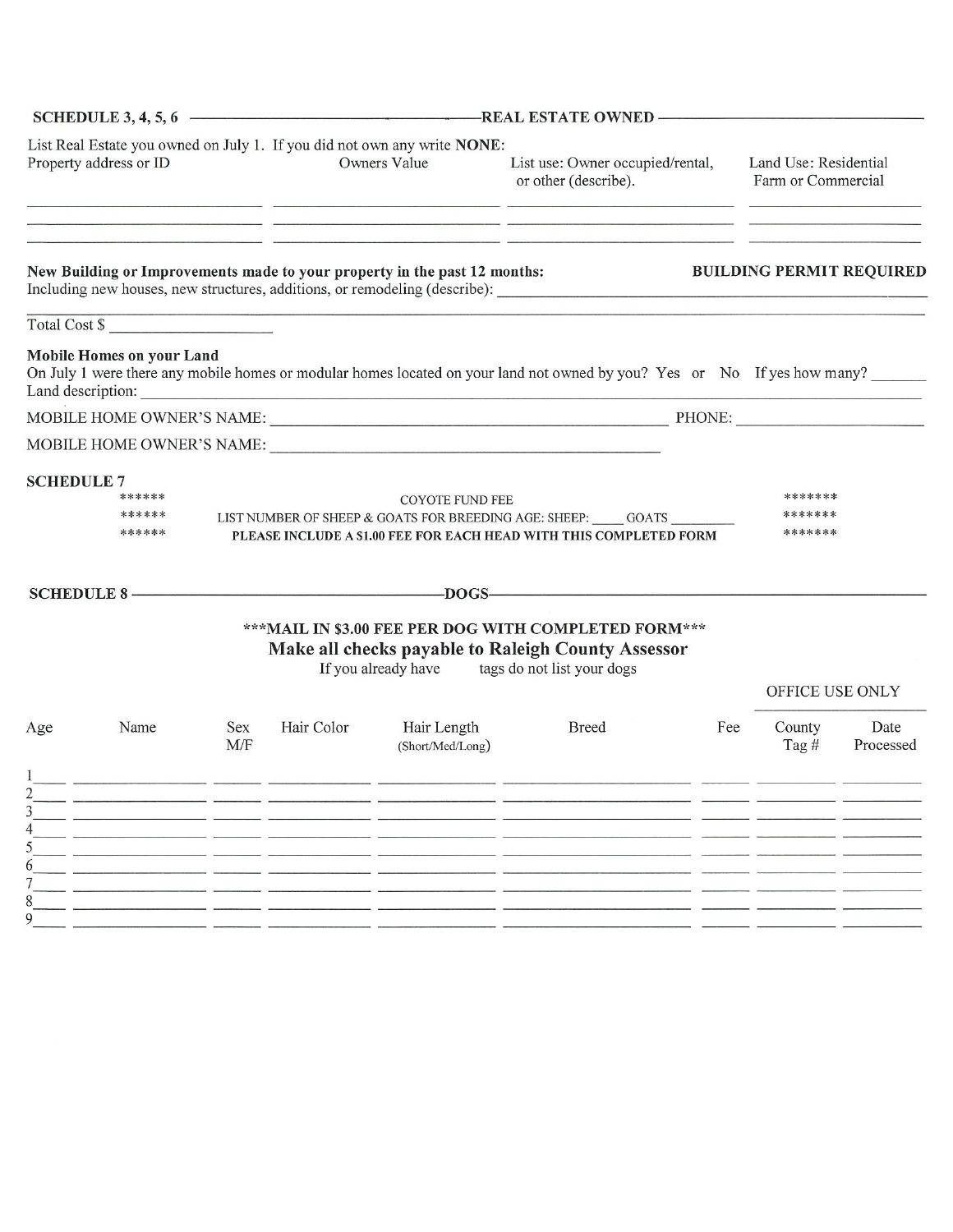## SCHEDULE 3, 4, 5, 6 — REAL ESTATE OWNED

List Real Estate you owned on July 1. If you did not own any write **NONE**:

| Property address or ID | Owners Value | List use: Owner occupied/rental, or other (describe). | Land Use: Residential Farm or Commercial |
|---|---|---|---|
| | | | |
| | | | |
| | | | |

**New Building or Improvements made to your property in the past 12 months:** **BUILDING PERMIT REQUIRED**

Including new houses, new structures, additions, or remodeling (describe): ______________________________

Total Cost $ ______________

**Mobile Homes on your Land**

On July 1 were there any mobile homes or modular homes located on your land not owned by you? Yes or No If yes how many? ______

Land description: ______________________________

MOBILE HOME OWNER'S NAME: ______________________________ PHONE: ______________

MOBILE HOME OWNER'S NAME: ______________________________

## SCHEDULE 7

****** COYOTE FUND FEE *******

****** LIST NUMBER OF SHEEP & GOATS FOR BREEDING AGE: SHEEP: ____ GOATS ________ *******

****** **PLEASE INCLUDE A $1.00 FEE FOR EACH HEAD WITH THIS COMPLETED FORM** *******

## SCHEDULE 8 — DOGS

**\*\*\*MAIL IN $3.00 FEE PER DOG WITH COMPLETED FORM\*\*\***

**Make all checks payable to Raleigh County Assessor**

If you already have tags do not list your dogs

| Age | Name | Sex M/F | Hair Color | Hair Length (Short/Med/Long) | Breed | Fee | OFFICE USE ONLY County Tag # | OFFICE USE ONLY Date Processed |
|---|---|---|---|---|---|---|---|---|
| 1 | | | | | | | | |
| 2 | | | | | | | | |
| 3 | | | | | | | | |
| 4 | | | | | | | | |
| 5 | | | | | | | | |
| 6 | | | | | | | | |
| 7 | | | | | | | | |
| 8 | | | | | | | | |
| 9 | | | | | | | | |